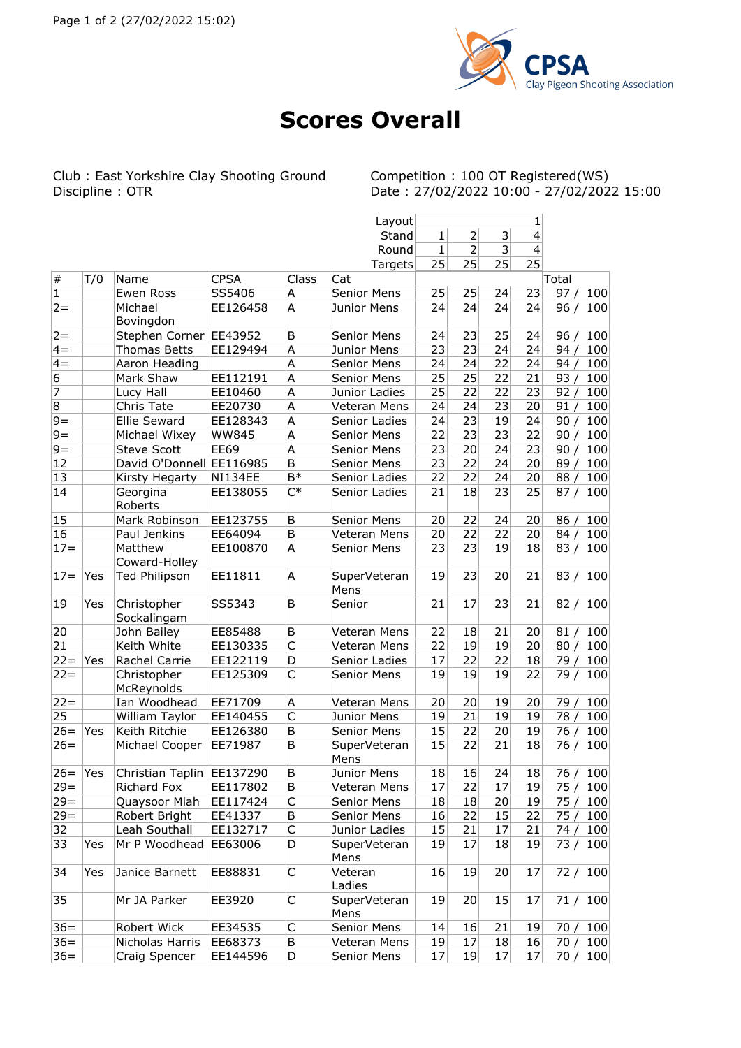# Scores Overall

Club : East Yorkshire Clay Shooting Ground
Discipline : OTR

Competition : 100 OT Registered(WS)
Date : 27/02/2022 10:00 - 27/02/2022 15:00

| | | | | | Layout | | | | 1 | |
|---|---|---|---|---|---|---|---|---|---|---|
| | | | | | Stand | 1 | 2 | 3 | 4 | |
| | | | | | Round | 1 | 2 | 3 | 4 | |
| | | | | | Targets | 25 | 25 | 25 | 25 | |
| # | T/0 | Name | CPSA | Class | Cat | | | | | Total |
| 1 | | Ewen Ross | SS5406 | A | Senior Mens | 25 | 25 | 24 | 23 | 97 / 100 |
| 2= | | Michael Bovingdon | EE126458 | A | Junior Mens | 24 | 24 | 24 | 24 | 96 / 100 |
| 2= | | Stephen Corner | EE43952 | B | Senior Mens | 24 | 23 | 25 | 24 | 96 / 100 |
| 4= | | Thomas Betts | EE129494 | A | Junior Mens | 23 | 23 | 24 | 24 | 94 / 100 |
| 4= | | Aaron Heading | | A | Senior Mens | 24 | 24 | 22 | 24 | 94 / 100 |
| 6 | | Mark Shaw | EE112191 | A | Senior Mens | 25 | 25 | 22 | 21 | 93 / 100 |
| 7 | | Lucy Hall | EE10460 | A | Junior Ladies | 25 | 22 | 22 | 23 | 92 / 100 |
| 8 | | Chris Tate | EE20730 | A | Veteran Mens | 24 | 24 | 23 | 20 | 91 / 100 |
| 9= | | Ellie Seward | EE128343 | A | Senior Ladies | 24 | 23 | 19 | 24 | 90 / 100 |
| 9= | | Michael Wixey | WW845 | A | Senior Mens | 22 | 23 | 23 | 22 | 90 / 100 |
| 9= | | Steve Scott | EE69 | A | Senior Mens | 23 | 20 | 24 | 23 | 90 / 100 |
| 12 | | David O'Donnell | EE116985 | B | Senior Mens | 23 | 22 | 24 | 20 | 89 / 100 |
| 13 | | Kirsty Hegarty | NI134EE | B* | Senior Ladies | 22 | 22 | 24 | 20 | 88 / 100 |
| 14 | | Georgina Roberts | EE138055 | C* | Senior Ladies | 21 | 18 | 23 | 25 | 87 / 100 |
| 15 | | Mark Robinson | EE123755 | B | Senior Mens | 20 | 22 | 24 | 20 | 86 / 100 |
| 16 | | Paul Jenkins | EE64094 | B | Veteran Mens | 20 | 22 | 22 | 20 | 84 / 100 |
| 17= | | Matthew Coward-Holley | EE100870 | A | Senior Mens | 23 | 23 | 19 | 18 | 83 / 100 |
| 17= | Yes | Ted Philipson | EE11811 | A | SuperVeteran Mens | 19 | 23 | 20 | 21 | 83 / 100 |
| 19 | Yes | Christopher Sockalingam | SS5343 | B | Senior | 21 | 17 | 23 | 21 | 82 / 100 |
| 20 | | John Bailey | EE85488 | B | Veteran Mens | 22 | 18 | 21 | 20 | 81 / 100 |
| 21 | | Keith White | EE130335 | C | Veteran Mens | 22 | 19 | 19 | 20 | 80 / 100 |
| 22= | Yes | Rachel Carrie | EE122119 | D | Senior Ladies | 17 | 22 | 22 | 18 | 79 / 100 |
| 22= | | Christopher McReynolds | EE125309 | C | Senior Mens | 19 | 19 | 19 | 22 | 79 / 100 |
| 22= | | Ian Woodhead | EE71709 | A | Veteran Mens | 20 | 20 | 19 | 20 | 79 / 100 |
| 25 | | William Taylor | EE140455 | C | Junior Mens | 19 | 21 | 19 | 19 | 78 / 100 |
| 26= | Yes | Keith Ritchie | EE126380 | B | Senior Mens | 15 | 22 | 20 | 19 | 76 / 100 |
| 26= | | Michael Cooper | EE71987 | B | SuperVeteran Mens | 15 | 22 | 21 | 18 | 76 / 100 |
| 26= | Yes | Christian Taplin | EE137290 | B | Junior Mens | 18 | 16 | 24 | 18 | 76 / 100 |
| 29= | | Richard Fox | EE117802 | B | Veteran Mens | 17 | 22 | 17 | 19 | 75 / 100 |
| 29= | | Quaysoor Miah | EE117424 | C | Senior Mens | 18 | 18 | 20 | 19 | 75 / 100 |
| 29= | | Robert Bright | EE41337 | B | Senior Mens | 16 | 22 | 15 | 22 | 75 / 100 |
| 32 | | Leah Southall | EE132717 | C | Junior Ladies | 15 | 21 | 17 | 21 | 74 / 100 |
| 33 | Yes | Mr P Woodhead | EE63006 | D | SuperVeteran Mens | 19 | 17 | 18 | 19 | 73 / 100 |
| 34 | Yes | Janice Barnett | EE88831 | C | Veteran Ladies | 16 | 19 | 20 | 17 | 72 / 100 |
| 35 | | Mr JA Parker | EE3920 | C | SuperVeteran Mens | 19 | 20 | 15 | 17 | 71 / 100 |
| 36= | | Robert Wick | EE34535 | C | Senior Mens | 14 | 16 | 21 | 19 | 70 / 100 |
| 36= | | Nicholas Harris | EE68373 | B | Veteran Mens | 19 | 17 | 18 | 16 | 70 / 100 |
| 36= | | Craig Spencer | EE144596 | D | Senior Mens | 17 | 19 | 17 | 17 | 70 / 100 |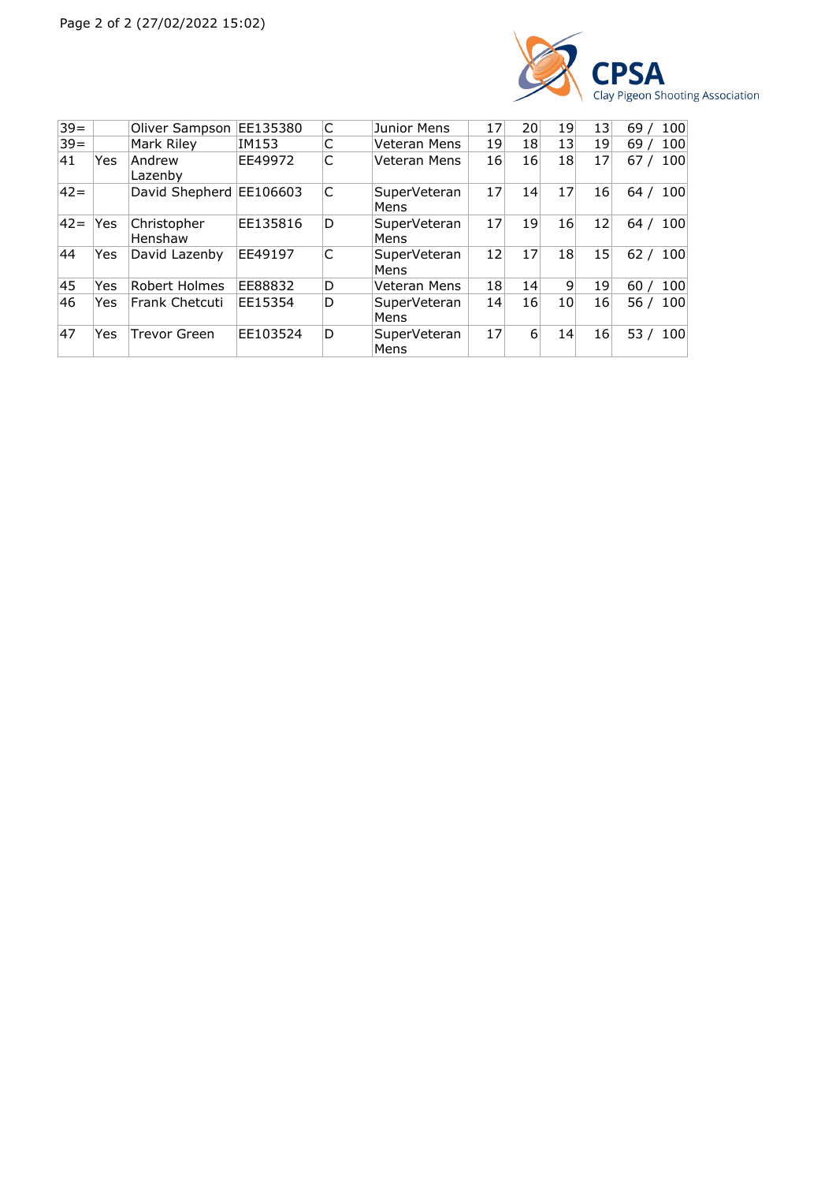| | | | | | | | | | | |
|---|---|---|---|---|---|---|---|---|---|---|
| 39= | | Oliver Sampson | EE135380 | C | Junior Mens | 17 | 20 | 19 | 13 | 69 / 100 |
| 39= | | Mark Riley | IM153 | C | Veteran Mens | 19 | 18 | 13 | 19 | 69 / 100 |
| 41 | Yes | Andrew Lazenby | EE49972 | C | Veteran Mens | 16 | 16 | 18 | 17 | 67 / 100 |
| 42= | | David Shepherd | EE106603 | C | SuperVeteran Mens | 17 | 14 | 17 | 16 | 64 / 100 |
| 42= | Yes | Christopher Henshaw | EE135816 | D | SuperVeteran Mens | 17 | 19 | 16 | 12 | 64 / 100 |
| 44 | Yes | David Lazenby | EE49197 | C | SuperVeteran Mens | 12 | 17 | 18 | 15 | 62 / 100 |
| 45 | Yes | Robert Holmes | EE88832 | D | Veteran Mens | 18 | 14 | 9 | 19 | 60 / 100 |
| 46 | Yes | Frank Chetcuti | EE15354 | D | SuperVeteran Mens | 14 | 16 | 10 | 16 | 56 / 100 |
| 47 | Yes | Trevor Green | EE103524 | D | SuperVeteran Mens | 17 | 6 | 14 | 16 | 53 / 100 |